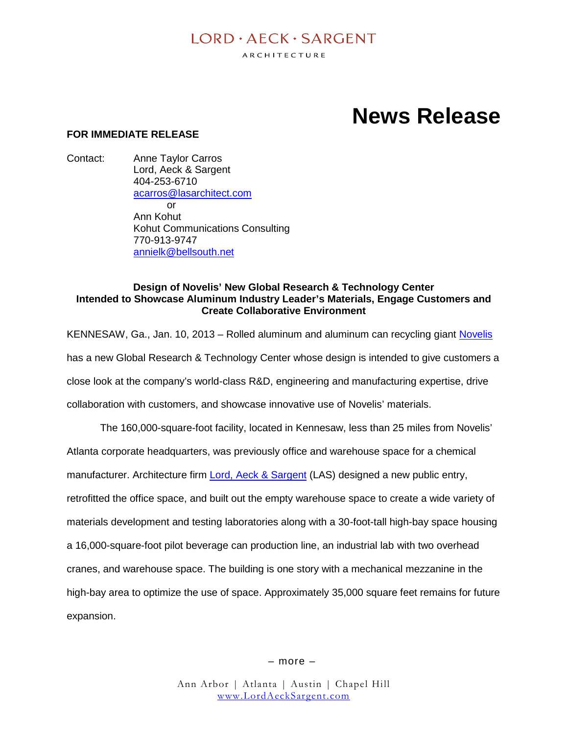LORD • AECK • SARGENT

ARCHITECTURE

# News Release

**FOR IMMEDIATE RELEASE**

Contact: Anne Taylor Carros
Lord, Aeck & Sargent
404-253-6710
acarros@lasarchitect.com
or
Ann Kohut
Kohut Communications Consulting
770-913-9747
annielk@bellsouth.net

**Design of Novelis' New Global Research & Technology Center Intended to Showcase Aluminum Industry Leader's Materials, Engage Customers and Create Collaborative Environment**

KENNESAW, Ga., Jan. 10, 2013 – Rolled aluminum and aluminum can recycling giant Novelis has a new Global Research & Technology Center whose design is intended to give customers a close look at the company's world-class R&D, engineering and manufacturing expertise, drive collaboration with customers, and showcase innovative use of Novelis' materials.

The 160,000-square-foot facility, located in Kennesaw, less than 25 miles from Novelis' Atlanta corporate headquarters, was previously office and warehouse space for a chemical manufacturer. Architecture firm Lord, Aeck & Sargent (LAS) designed a new public entry, retrofitted the office space, and built out the empty warehouse space to create a wide variety of materials development and testing laboratories along with a 30-foot-tall high-bay space housing a 16,000-square-foot pilot beverage can production line, an industrial lab with two overhead cranes, and warehouse space. The building is one story with a mechanical mezzanine in the high-bay area to optimize the use of space. Approximately 35,000 square feet remains for future expansion.

– more –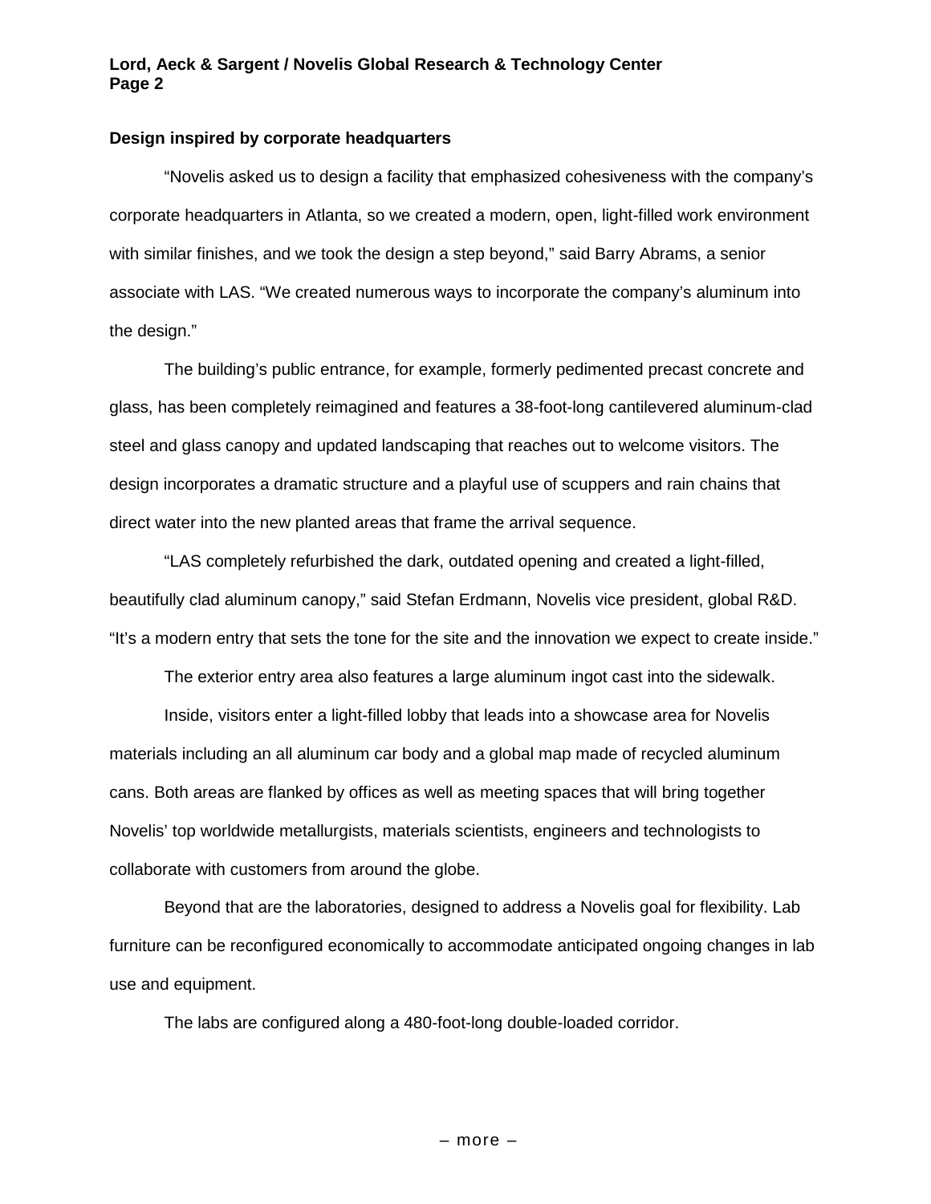**Design inspired by corporate headquarters**

"Novelis asked us to design a facility that emphasized cohesiveness with the company's corporate headquarters in Atlanta, so we created a modern, open, light-filled work environment with similar finishes, and we took the design a step beyond," said Barry Abrams, a senior associate with LAS. "We created numerous ways to incorporate the company's aluminum into the design."

The building's public entrance, for example, formerly pedimented precast concrete and glass, has been completely reimagined and features a 38-foot-long cantilevered aluminum-clad steel and glass canopy and updated landscaping that reaches out to welcome visitors. The design incorporates a dramatic structure and a playful use of scuppers and rain chains that direct water into the new planted areas that frame the arrival sequence.

"LAS completely refurbished the dark, outdated opening and created a light-filled, beautifully clad aluminum canopy," said Stefan Erdmann, Novelis vice president, global R&D. "It's a modern entry that sets the tone for the site and the innovation we expect to create inside."

The exterior entry area also features a large aluminum ingot cast into the sidewalk.

Inside, visitors enter a light-filled lobby that leads into a showcase area for Novelis materials including an all aluminum car body and a global map made of recycled aluminum cans. Both areas are flanked by offices as well as meeting spaces that will bring together Novelis' top worldwide metallurgists, materials scientists, engineers and technologists to collaborate with customers from around the globe.

Beyond that are the laboratories, designed to address a Novelis goal for flexibility. Lab furniture can be reconfigured economically to accommodate anticipated ongoing changes in lab use and equipment.

The labs are configured along a 480-foot-long double-loaded corridor.

– more –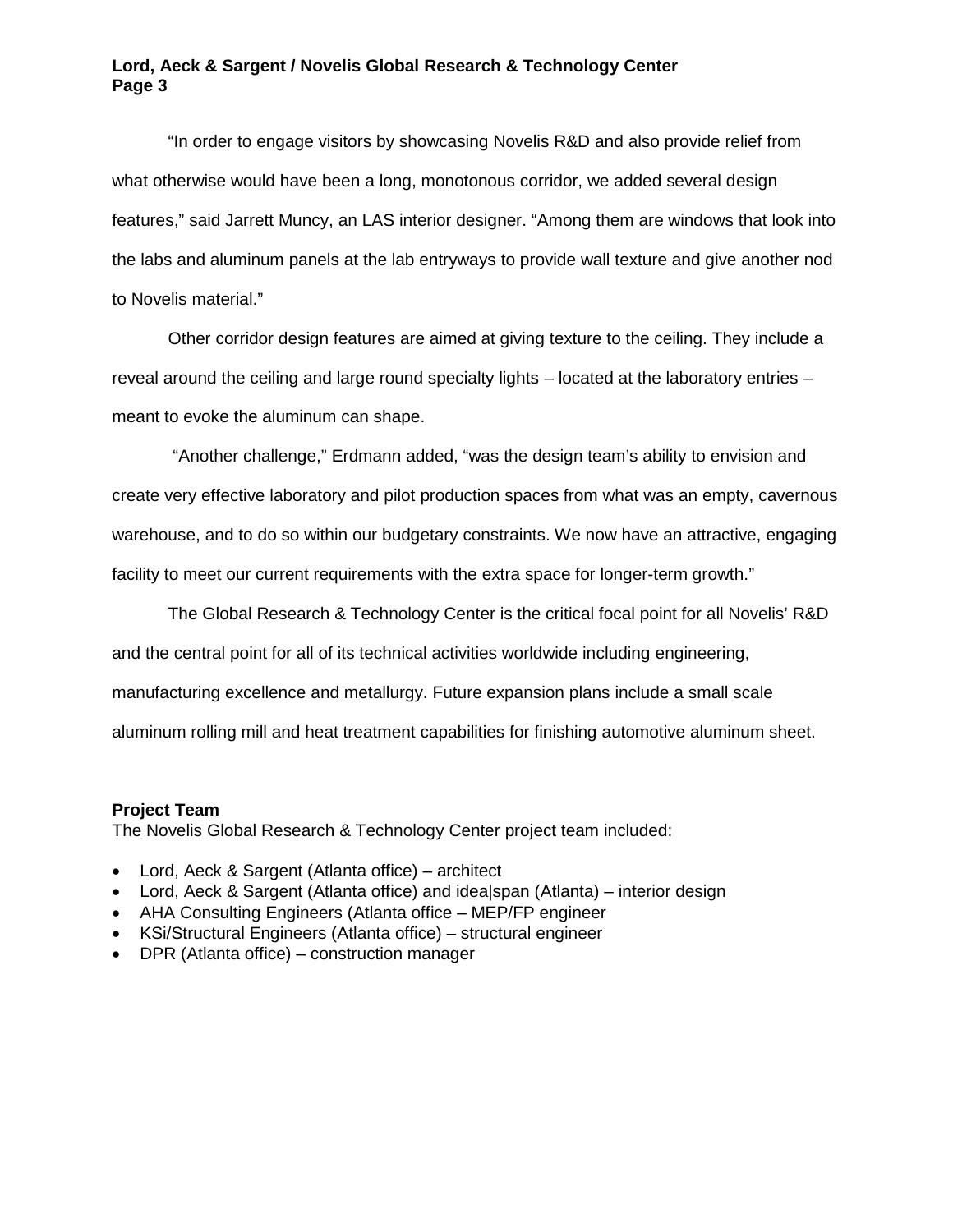"In order to engage visitors by showcasing Novelis R&D and also provide relief from what otherwise would have been a long, monotonous corridor, we added several design features," said Jarrett Muncy, an LAS interior designer. "Among them are windows that look into the labs and aluminum panels at the lab entryways to provide wall texture and give another nod to Novelis material."

Other corridor design features are aimed at giving texture to the ceiling. They include a reveal around the ceiling and large round specialty lights – located at the laboratory entries – meant to evoke the aluminum can shape.

"Another challenge," Erdmann added, "was the design team's ability to envision and create very effective laboratory and pilot production spaces from what was an empty, cavernous warehouse, and to do so within our budgetary constraints. We now have an attractive, engaging facility to meet our current requirements with the extra space for longer-term growth."

The Global Research & Technology Center is the critical focal point for all Novelis' R&D and the central point for all of its technical activities worldwide including engineering, manufacturing excellence and metallurgy. Future expansion plans include a small scale aluminum rolling mill and heat treatment capabilities for finishing automotive aluminum sheet.

**Project Team**

The Novelis Global Research & Technology Center project team included:

- Lord, Aeck & Sargent (Atlanta office) – architect
- Lord, Aeck & Sargent (Atlanta office) and idea|span (Atlanta) – interior design
- AHA Consulting Engineers (Atlanta office – MEP/FP engineer
- KSi/Structural Engineers (Atlanta office) – structural engineer
- DPR (Atlanta office) – construction manager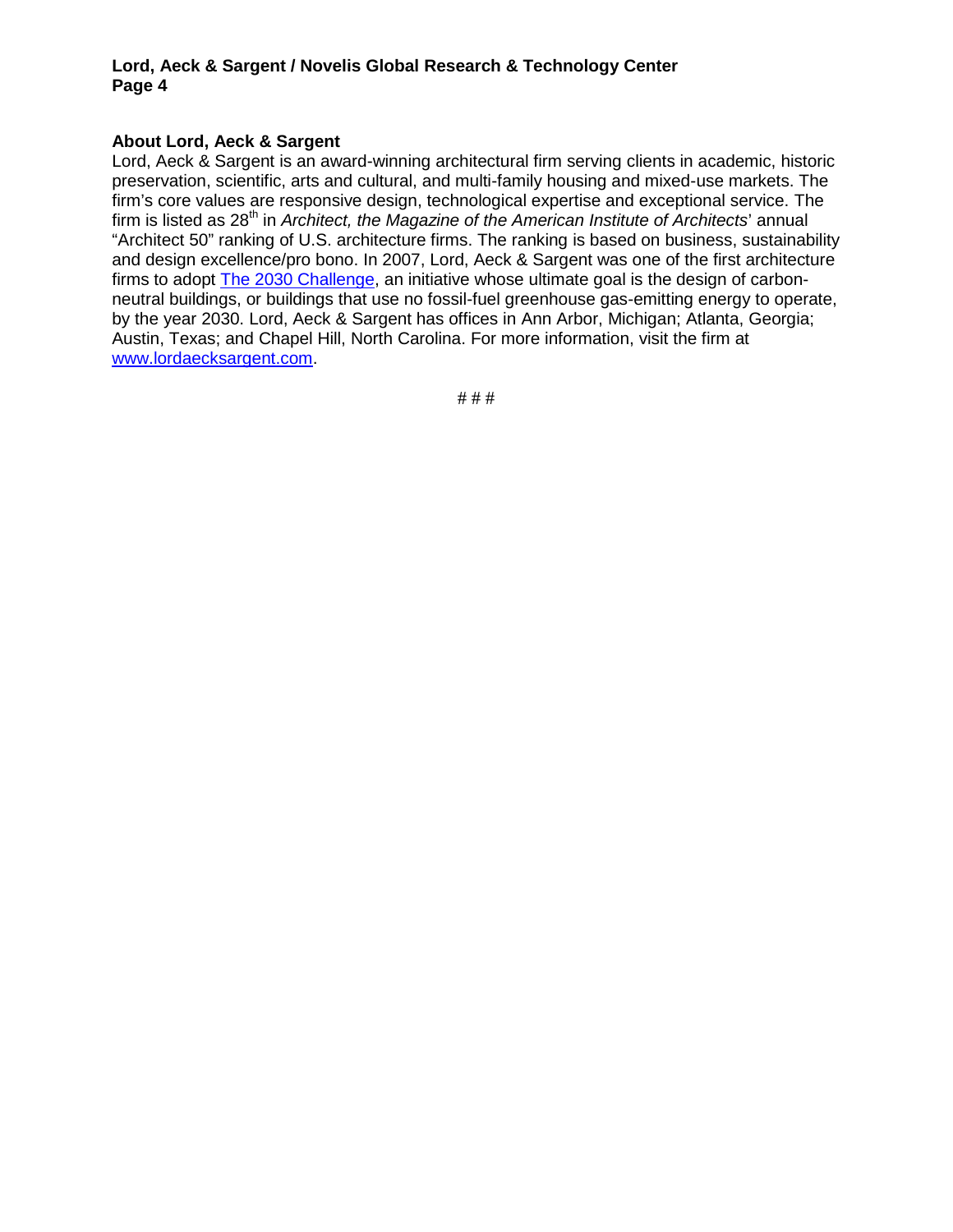## About Lord, Aeck & Sargent

Lord, Aeck & Sargent is an award-winning architectural firm serving clients in academic, historic preservation, scientific, arts and cultural, and multi-family housing and mixed-use markets. The firm's core values are responsive design, technological expertise and exceptional service. The firm is listed as 28th in *Architect, the Magazine of the American Institute of Architects*' annual "Architect 50" ranking of U.S. architecture firms. The ranking is based on business, sustainability and design excellence/pro bono. In 2007, Lord, Aeck & Sargent was one of the first architecture firms to adopt [The 2030 Challenge](), an initiative whose ultimate goal is the design of carbon-neutral buildings, or buildings that use no fossil-fuel greenhouse gas-emitting energy to operate, by the year 2030. Lord, Aeck & Sargent has offices in Ann Arbor, Michigan; Atlanta, Georgia; Austin, Texas; and Chapel Hill, North Carolina. For more information, visit the firm at [www.lordaecksargent.com](http://www.lordaecksargent.com).

# # #